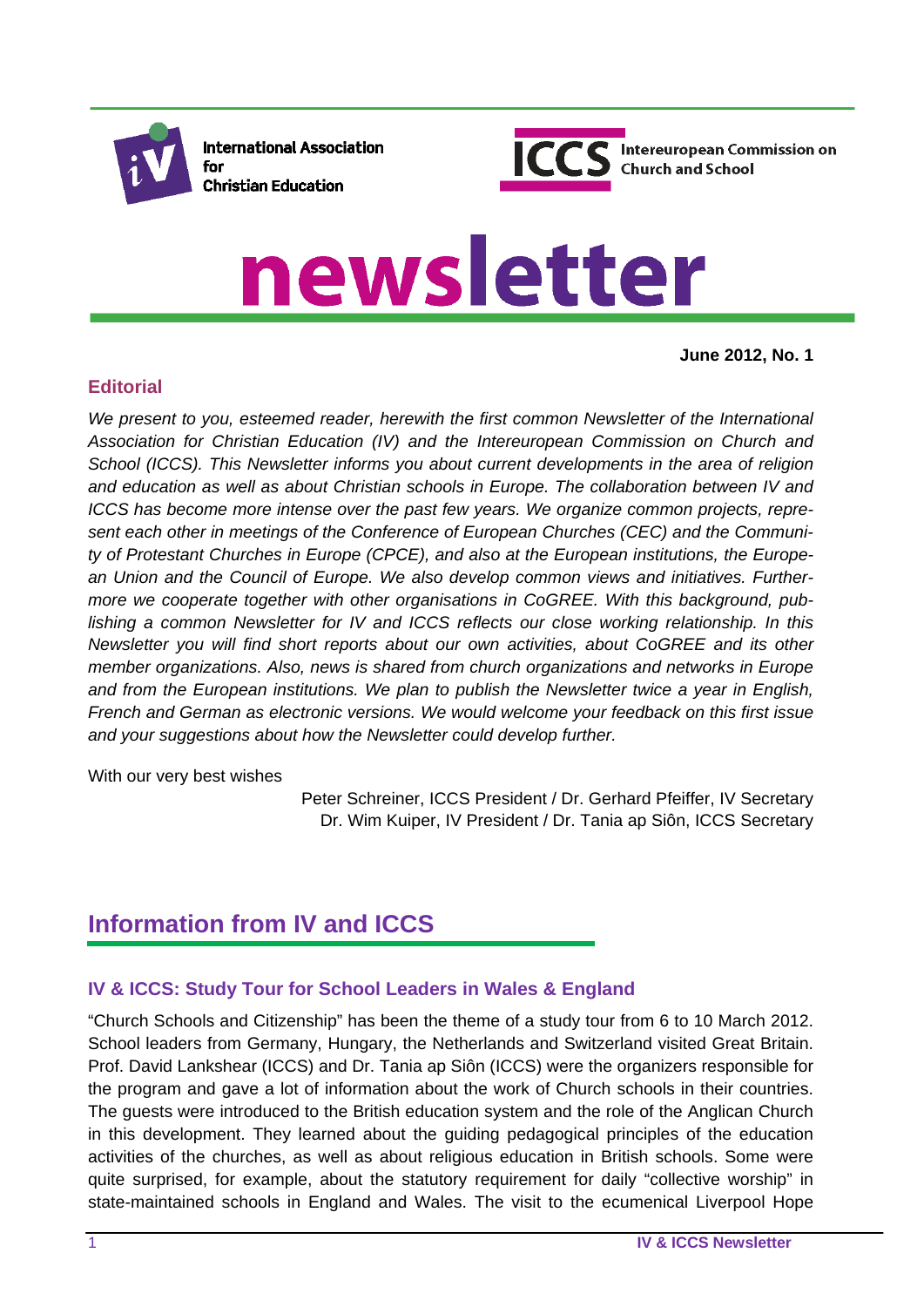International Association for Christian Education

ICCS Intereuropean Commission on Church and School

# newsletter

**June 2012, No. 1**

## Editorial

*We present to you, esteemed reader, herewith the first common Newsletter of the International Association for Christian Education (IV) and the Intereuropean Commission on Church and School (ICCS). This Newsletter informs you about current developments in the area of religion and education as well as about Christian schools in Europe. The collaboration between IV and ICCS has become more intense over the past few years. We organize common projects, represent each other in meetings of the Conference of European Churches (CEC) and the Community of Protestant Churches in Europe (CPCE), and also at the European institutions, the European Union and the Council of Europe. We also develop common views and initiatives. Furthermore we cooperate together with other organisations in CoGREE. With this background, publishing a common Newsletter for IV and ICCS reflects our close working relationship. In this Newsletter you will find short reports about our own activities, about CoGREE and its other member organizations. Also, news is shared from church organizations and networks in Europe and from the European institutions. We plan to publish the Newsletter twice a year in English, French and German as electronic versions. We would welcome your feedback on this first issue and your suggestions about how the Newsletter could develop further.*

With our very best wishes

Peter Schreiner, ICCS President / Dr. Gerhard Pfeiffer, IV Secretary
Dr. Wim Kuiper, IV President / Dr. Tania ap Siôn, ICCS Secretary

# Information from IV and ICCS

### IV & ICCS: Study Tour for School Leaders in Wales & England

"Church Schools and Citizenship" has been the theme of a study tour from 6 to 10 March 2012. School leaders from Germany, Hungary, the Netherlands and Switzerland visited Great Britain. Prof. David Lankshear (ICCS) and Dr. Tania ap Siôn (ICCS) were the organizers responsible for the program and gave a lot of information about the work of Church schools in their countries. The guests were introduced to the British education system and the role of the Anglican Church in this development. They learned about the guiding pedagogical principles of the education activities of the churches, as well as about religious education in British schools. Some were quite surprised, for example, about the statutory requirement for daily "collective worship" in state-maintained schools in England and Wales. The visit to the ecumenical Liverpool Hope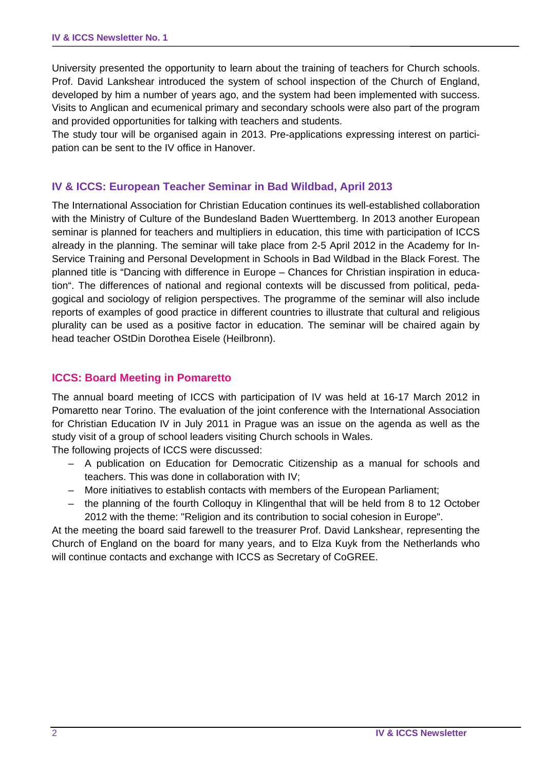University presented the opportunity to learn about the training of teachers for Church schools. Prof. David Lankshear introduced the system of school inspection of the Church of England, developed by him a number of years ago, and the system had been implemented with success. Visits to Anglican and ecumenical primary and secondary schools were also part of the program and provided opportunities for talking with teachers and students.

The study tour will be organised again in 2013. Pre-applications expressing interest on participation can be sent to the IV office in Hanover.

## IV & ICCS: European Teacher Seminar in Bad Wildbad, April 2013

The International Association for Christian Education continues its well-established collaboration with the Ministry of Culture of the Bundesland Baden Wuerttemberg. In 2013 another European seminar is planned for teachers and multipliers in education, this time with participation of ICCS already in the planning. The seminar will take place from 2-5 April 2012 in the Academy for In-Service Training and Personal Development in Schools in Bad Wildbad in the Black Forest. The planned title is "Dancing with difference in Europe – Chances for Christian inspiration in education". The differences of national and regional contexts will be discussed from political, pedagogical and sociology of religion perspectives. The programme of the seminar will also include reports of examples of good practice in different countries to illustrate that cultural and religious plurality can be used as a positive factor in education. The seminar will be chaired again by head teacher OStDin Dorothea Eisele (Heilbronn).

## ICCS: Board Meeting in Pomaretto

The annual board meeting of ICCS with participation of IV was held at 16-17 March 2012 in Pomaretto near Torino. The evaluation of the joint conference with the International Association for Christian Education IV in July 2011 in Prague was an issue on the agenda as well as the study visit of a group of school leaders visiting Church schools in Wales.

The following projects of ICCS were discussed:

- A publication on Education for Democratic Citizenship as a manual for schools and teachers. This was done in collaboration with IV;
- More initiatives to establish contacts with members of the European Parliament;
- the planning of the fourth Colloquy in Klingenthal that will be held from 8 to 12 October 2012 with the theme: "Religion and its contribution to social cohesion in Europe".

At the meeting the board said farewell to the treasurer Prof. David Lankshear, representing the Church of England on the board for many years, and to Elza Kuyk from the Netherlands who will continue contacts and exchange with ICCS as Secretary of CoGREE.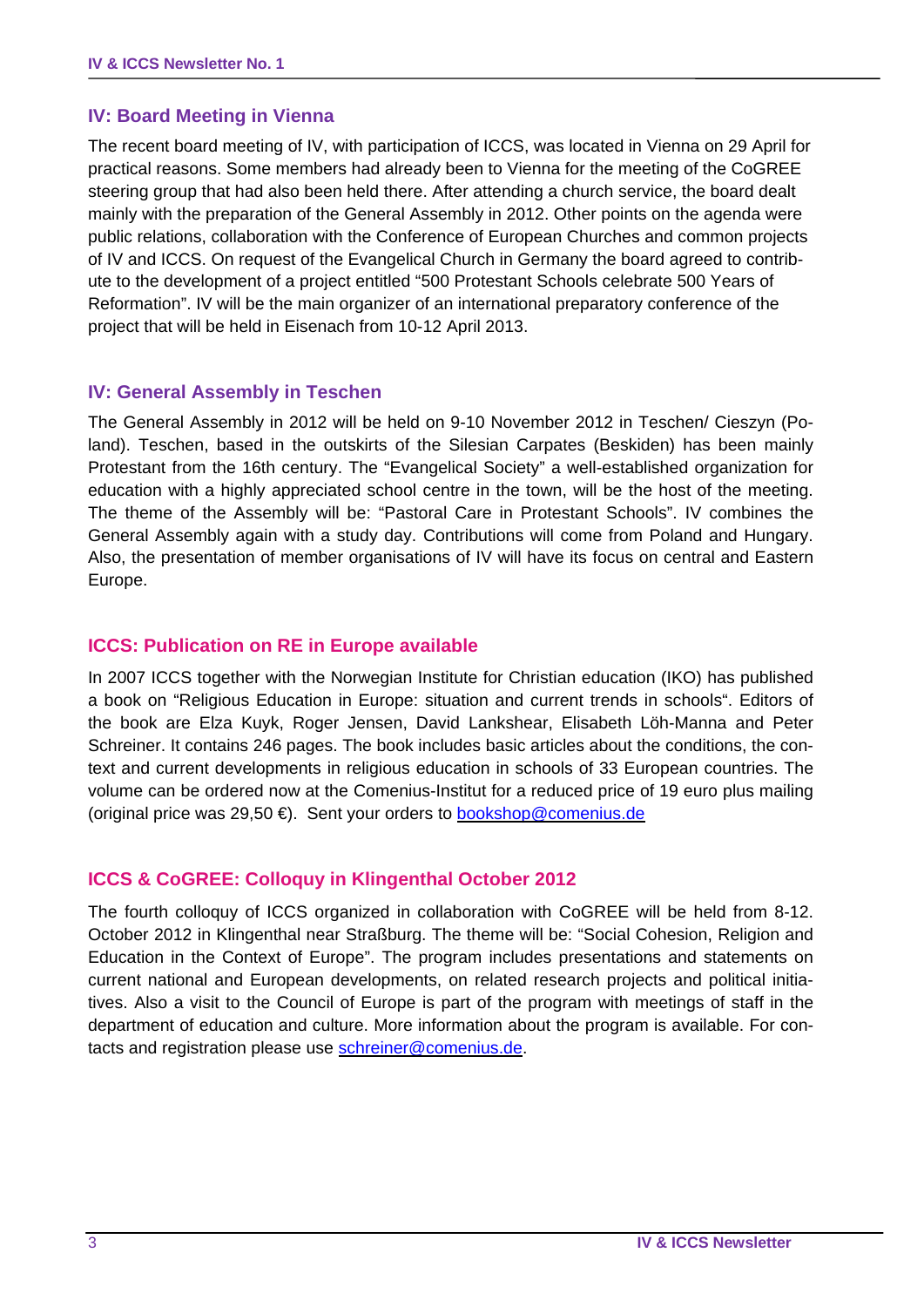## IV: Board Meeting in Vienna

The recent board meeting of IV, with participation of ICCS, was located in Vienna on 29 April for practical reasons. Some members had already been to Vienna for the meeting of the CoGREE steering group that had also been held there. After attending a church service, the board dealt mainly with the preparation of the General Assembly in 2012. Other points on the agenda were public relations, collaboration with the Conference of European Churches and common projects of IV and ICCS. On request of the Evangelical Church in Germany the board agreed to contribute to the development of a project entitled "500 Protestant Schools celebrate 500 Years of Reformation". IV will be the main organizer of an international preparatory conference of the project that will be held in Eisenach from 10-12 April 2013.

## IV: General Assembly in Teschen

The General Assembly in 2012 will be held on 9-10 November 2012 in Teschen/ Cieszyn (Poland). Teschen, based in the outskirts of the Silesian Carpates (Beskiden) has been mainly Protestant from the 16th century. The "Evangelical Society" a well-established organization for education with a highly appreciated school centre in the town, will be the host of the meeting. The theme of the Assembly will be: "Pastoral Care in Protestant Schools". IV combines the General Assembly again with a study day. Contributions will come from Poland and Hungary. Also, the presentation of member organisations of IV will have its focus on central and Eastern Europe.

## ICCS: Publication on RE in Europe available

In 2007 ICCS together with the Norwegian Institute for Christian education (IKO) has published a book on "Religious Education in Europe: situation and current trends in schools". Editors of the book are Elza Kuyk, Roger Jensen, David Lankshear, Elisabeth Löh-Manna and Peter Schreiner. It contains 246 pages. The book includes basic articles about the conditions, the context and current developments in religious education in schools of 33 European countries. The volume can be ordered now at the Comenius-Institut for a reduced price of 19 euro plus mailing (original price was 29,50 €). Sent your orders to bookshop@comenius.de

## ICCS & CoGREE: Colloquy in Klingenthal October 2012

The fourth colloquy of ICCS organized in collaboration with CoGREE will be held from 8-12. October 2012 in Klingenthal near Straßburg. The theme will be: "Social Cohesion, Religion and Education in the Context of Europe". The program includes presentations and statements on current national and European developments, on related research projects and political initiatives. Also a visit to the Council of Europe is part of the program with meetings of staff in the department of education and culture. More information about the program is available. For contacts and registration please use schreiner@comenius.de.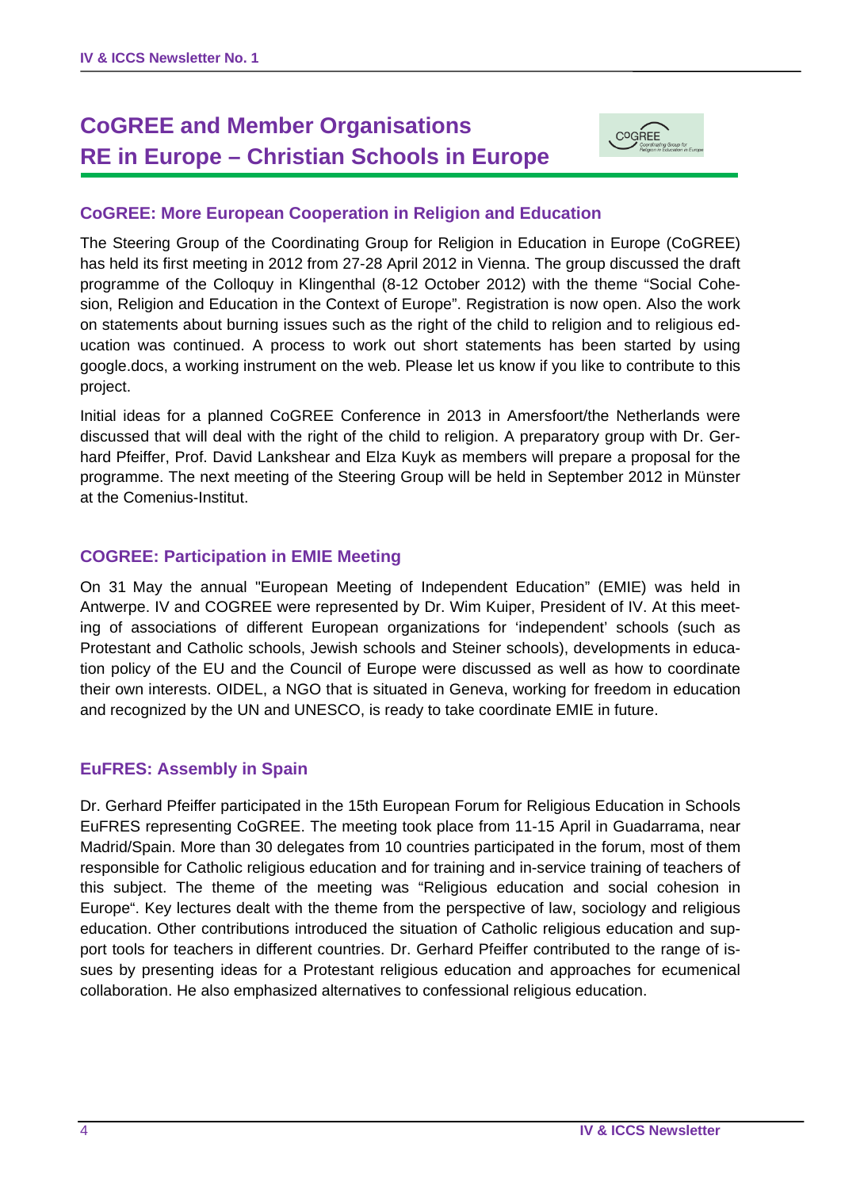# CoGREE and Member Organisations
# RE in Europe – Christian Schools in Europe

## CoGREE: More European Cooperation in Religion and Education

The Steering Group of the Coordinating Group for Religion in Education in Europe (CoGREE) has held its first meeting in 2012 from 27-28 April 2012 in Vienna. The group discussed the draft programme of the Colloquy in Klingenthal (8-12 October 2012) with the theme "Social Cohesion, Religion and Education in the Context of Europe". Registration is now open. Also the work on statements about burning issues such as the right of the child to religion and to religious education was continued. A process to work out short statements has been started by using google.docs, a working instrument on the web. Please let us know if you like to contribute to this project.

Initial ideas for a planned CoGREE Conference in 2013 in Amersfoort/the Netherlands were discussed that will deal with the right of the child to religion. A preparatory group with Dr. Gerhard Pfeiffer, Prof. David Lankshear and Elza Kuyk as members will prepare a proposal for the programme. The next meeting of the Steering Group will be held in September 2012 in Münster at the Comenius-Institut.

## COGREE: Participation in EMIE Meeting

On 31 May the annual "European Meeting of Independent Education" (EMIE) was held in Antwerpe. IV and COGREE were represented by Dr. Wim Kuiper, President of IV. At this meeting of associations of different European organizations for 'independent' schools (such as Protestant and Catholic schools, Jewish schools and Steiner schools), developments in education policy of the EU and the Council of Europe were discussed as well as how to coordinate their own interests. OIDEL, a NGO that is situated in Geneva, working for freedom in education and recognized by the UN and UNESCO, is ready to take coordinate EMIE in future.

## EuFRES: Assembly in Spain

Dr. Gerhard Pfeiffer participated in the 15th European Forum for Religious Education in Schools EuFRES representing CoGREE. The meeting took place from 11-15 April in Guadarrama, near Madrid/Spain. More than 30 delegates from 10 countries participated in the forum, most of them responsible for Catholic religious education and for training and in-service training of teachers of this subject. The theme of the meeting was "Religious education and social cohesion in Europe". Key lectures dealt with the theme from the perspective of law, sociology and religious education. Other contributions introduced the situation of Catholic religious education and support tools for teachers in different countries. Dr. Gerhard Pfeiffer contributed to the range of issues by presenting ideas for a Protestant religious education and approaches for ecumenical collaboration. He also emphasized alternatives to confessional religious education.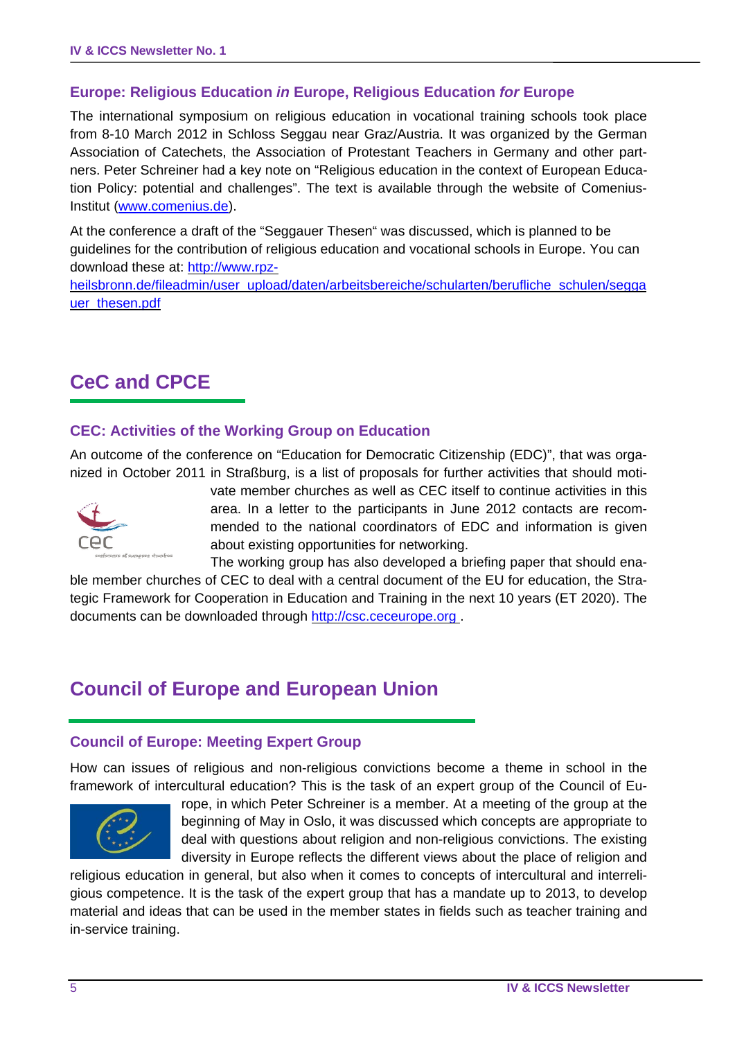### Europe: Religious Education *in* Europe, Religious Education *for* Europe

The international symposium on religious education in vocational training schools took place from 8-10 March 2012 in Schloss Seggau near Graz/Austria. It was organized by the German Association of Catechets, the Association of Protestant Teachers in Germany and other partners. Peter Schreiner had a key note on "Religious education in the context of European Education Policy: potential and challenges". The text is available through the website of Comenius-Institut (www.comenius.de).

At the conference a draft of the "Seggauer Thesen" was discussed, which is planned to be guidelines for the contribution of religious education and vocational schools in Europe. You can download these at: http://www.rpz-heilsbronn.de/fileadmin/user_upload/daten/arbeitsbereiche/schularten/berufliche_schulen/seggauer_thesen.pdf

## CeC and CPCE

### CEC: Activities of the Working Group on Education

An outcome of the conference on "Education for Democratic Citizenship (EDC)", that was organized in October 2011 in Straßburg, is a list of proposals for further activities that should motivate member churches as well as CEC itself to continue activities in this area. In a letter to the participants in June 2012 contacts are recommended to the national coordinators of EDC and information is given about existing opportunities for networking.

The working group has also developed a briefing paper that should enable member churches of CEC to deal with a central document of the EU for education, the Strategic Framework for Cooperation in Education and Training in the next 10 years (ET 2020). The documents can be downloaded through http://csc.ceceurope.org .

## Council of Europe and European Union

### Council of Europe: Meeting Expert Group

How can issues of religious and non-religious convictions become a theme in school in the framework of intercultural education? This is the task of an expert group of the Council of Europe, in which Peter Schreiner is a member. At a meeting of the group at the beginning of May in Oslo, it was discussed which concepts are appropriate to deal with questions about religion and non-religious convictions. The existing diversity in Europe reflects the different views about the place of religion and religious education in general, but also when it comes to concepts of intercultural and interreligious competence. It is the task of the expert group that has a mandate up to 2013, to develop material and ideas that can be used in the member states in fields such as teacher training and in-service training.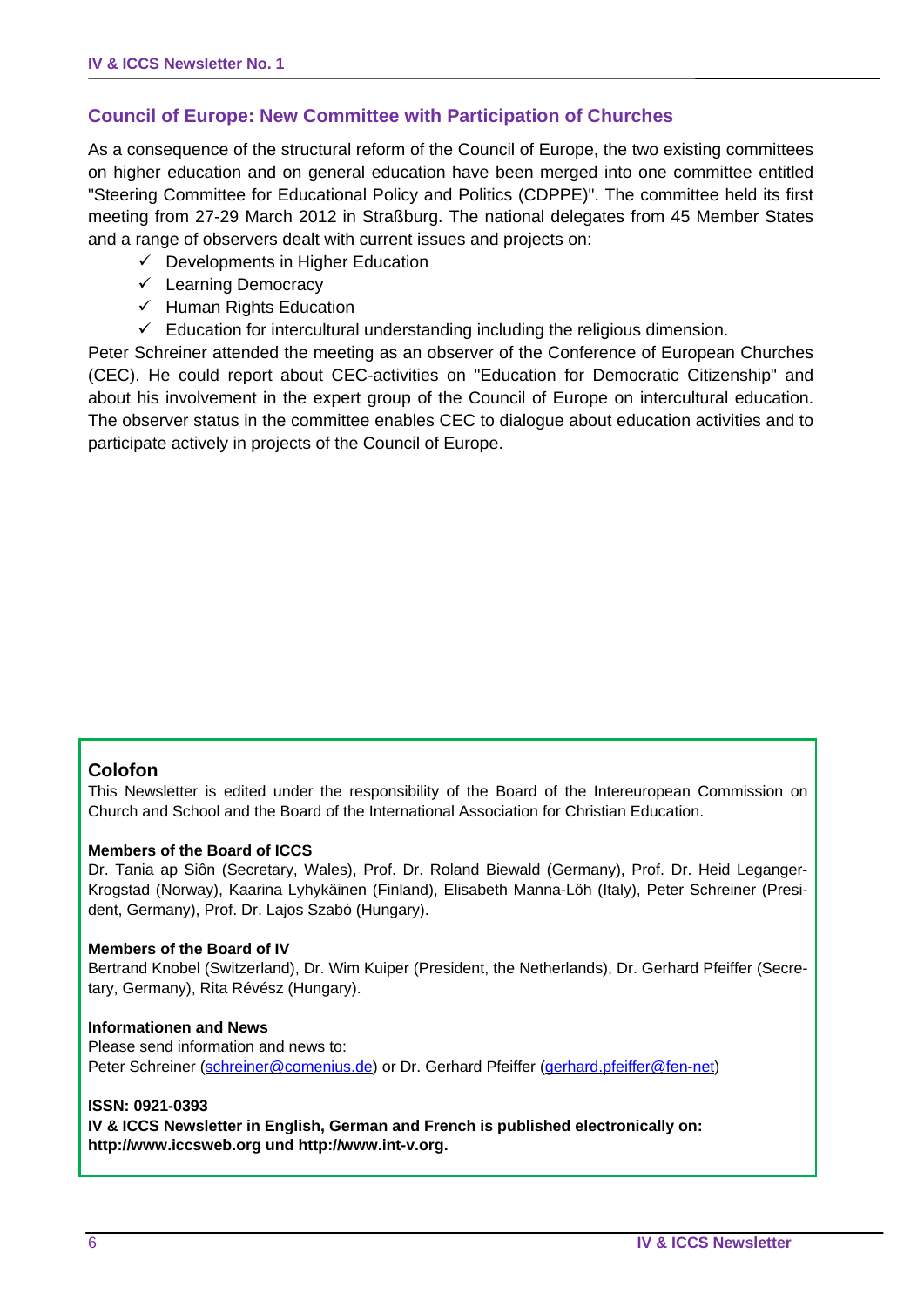## Council of Europe: New Committee with Participation of Churches

As a consequence of the structural reform of the Council of Europe, the two existing committees on higher education and on general education have been merged into one committee entitled "Steering Committee for Educational Policy and Politics (CDPPE)". The committee held its first meeting from 27-29 March 2012 in Straßburg. The national delegates from 45 Member States and a range of observers dealt with current issues and projects on:

- ✓ Developments in Higher Education
- ✓ Learning Democracy
- ✓ Human Rights Education
- ✓ Education for intercultural understanding including the religious dimension.

Peter Schreiner attended the meeting as an observer of the Conference of European Churches (CEC). He could report about CEC-activities on "Education for Democratic Citizenship" and about his involvement in the expert group of the Council of Europe on intercultural education. The observer status in the committee enables CEC to dialogue about education activities and to participate actively in projects of the Council of Europe.

### Colofon

This Newsletter is edited under the responsibility of the Board of the Intereuropean Commission on Church and School and the Board of the International Association for Christian Education.

**Members of the Board of ICCS**
Dr. Tania ap Siôn (Secretary, Wales), Prof. Dr. Roland Biewald (Germany), Prof. Dr. Heid Leganger-Krogstad (Norway), Kaarina Lyhykäinen (Finland), Elisabeth Manna-Löh (Italy), Peter Schreiner (President, Germany), Prof. Dr. Lajos Szabó (Hungary).

**Members of the Board of IV**
Bertrand Knobel (Switzerland), Dr. Wim Kuiper (President, the Netherlands), Dr. Gerhard Pfeiffer (Secretary, Germany), Rita Révész (Hungary).

**Informationen and News**
Please send information and news to:
Peter Schreiner (schreiner@comenius.de) or Dr. Gerhard Pfeiffer (gerhard.pfeiffer@fen-net)

**ISSN: 0921-0393**
**IV & ICCS Newsletter in English, German and French is published electronically on: http://www.iccsweb.org und http://www.int-v.org.**